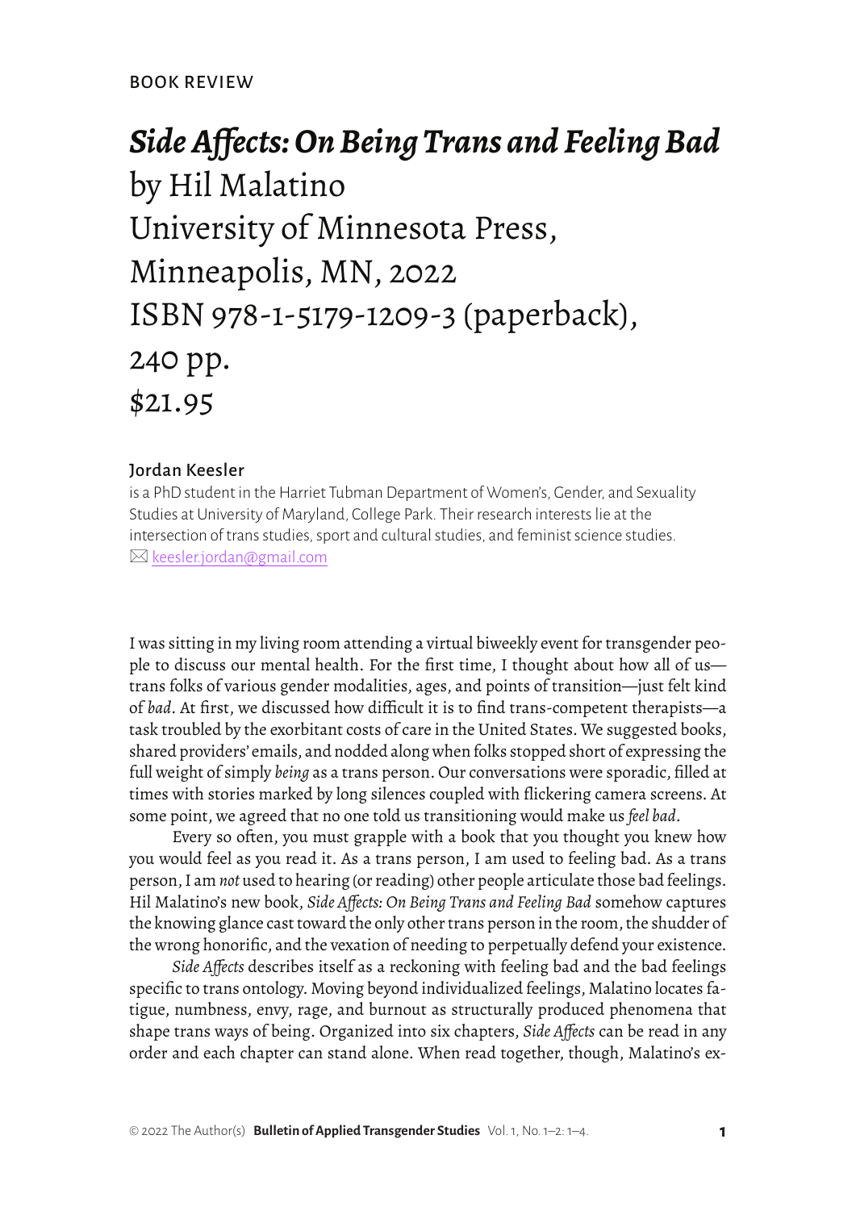BOOK REVIEW

# *Side Affects: On Being Trans and Feeling Bad*
# by Hil Malatino
# University of Minnesota Press, Minneapolis, MN, 2022
# ISBN 978-1-5179-1209-3 (paperback), 240 pp.
# $21.95

**Jordan Keesler**
is a PhD student in the Harriet Tubman Department of Women's, Gender, and Sexuality Studies at University of Maryland, College Park. Their research interests lie at the intersection of trans studies, sport and cultural studies, and feminist science studies.
✉ keesler.jordan@gmail.com

I was sitting in my living room attending a virtual biweekly event for transgender people to discuss our mental health. For the first time, I thought about how all of us—trans folks of various gender modalities, ages, and points of transition—just felt kind of *bad*. At first, we discussed how difficult it is to find trans-competent therapists—a task troubled by the exorbitant costs of care in the United States. We suggested books, shared providers' emails, and nodded along when folks stopped short of expressing the full weight of simply *being* as a trans person. Our conversations were sporadic, filled at times with stories marked by long silences coupled with flickering camera screens. At some point, we agreed that no one told us transitioning would make us *feel bad*.

Every so often, you must grapple with a book that you thought you knew how you would feel as you read it. As a trans person, I am used to feeling bad. As a trans person, I am *not* used to hearing (or reading) other people articulate those bad feelings. Hil Malatino's new book, *Side Affects: On Being Trans and Feeling Bad* somehow captures the knowing glance cast toward the only other trans person in the room, the shudder of the wrong honorific, and the vexation of needing to perpetually defend your existence.

*Side Affects* describes itself as a reckoning with feeling bad and the bad feelings specific to trans ontology. Moving beyond individualized feelings, Malatino locates fatigue, numbness, envy, rage, and burnout as structurally produced phenomena that shape trans ways of being. Organized into six chapters, *Side Affects* can be read in any order and each chapter can stand alone. When read together, though, Malatino's ex-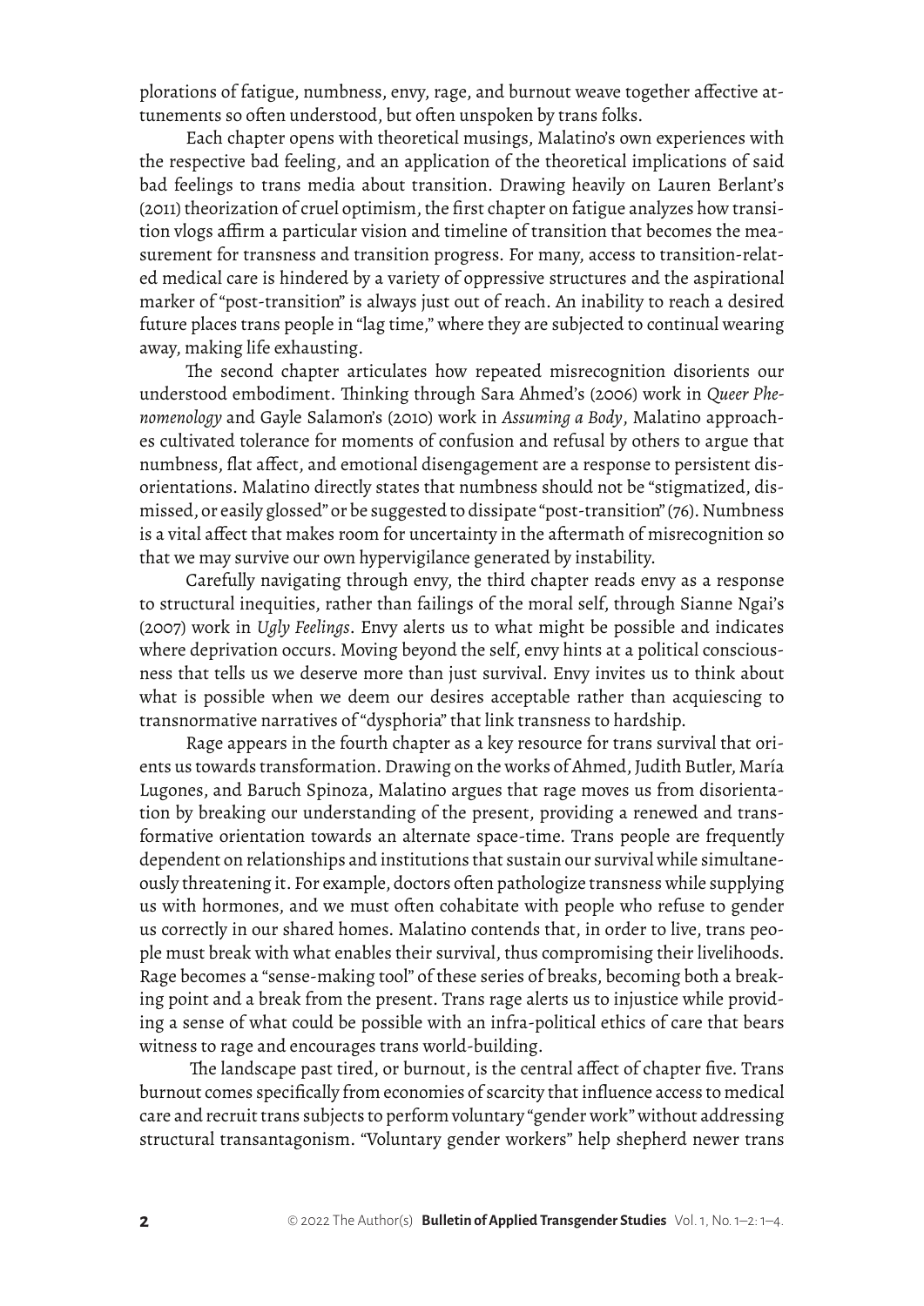plorations of fatigue, numbness, envy, rage, and burnout weave together affective attunements so often understood, but often unspoken by trans folks.

Each chapter opens with theoretical musings, Malatino's own experiences with the respective bad feeling, and an application of the theoretical implications of said bad feelings to trans media about transition. Drawing heavily on Lauren Berlant's (2011) theorization of cruel optimism, the first chapter on fatigue analyzes how transition vlogs affirm a particular vision and timeline of transition that becomes the measurement for transness and transition progress. For many, access to transition-related medical care is hindered by a variety of oppressive structures and the aspirational marker of "post-transition" is always just out of reach. An inability to reach a desired future places trans people in "lag time," where they are subjected to continual wearing away, making life exhausting.

The second chapter articulates how repeated misrecognition disorients our understood embodiment. Thinking through Sara Ahmed's (2006) work in *Queer Phenomenology* and Gayle Salamon's (2010) work in *Assuming a Body*, Malatino approaches cultivated tolerance for moments of confusion and refusal by others to argue that numbness, flat affect, and emotional disengagement are a response to persistent disorientations. Malatino directly states that numbness should not be "stigmatized, dismissed, or easily glossed" or be suggested to dissipate "post-transition" (76). Numbness is a vital affect that makes room for uncertainty in the aftermath of misrecognition so that we may survive our own hypervigilance generated by instability.

Carefully navigating through envy, the third chapter reads envy as a response to structural inequities, rather than failings of the moral self, through Sianne Ngai's (2007) work in *Ugly Feelings*. Envy alerts us to what might be possible and indicates where deprivation occurs. Moving beyond the self, envy hints at a political consciousness that tells us we deserve more than just survival. Envy invites us to think about what is possible when we deem our desires acceptable rather than acquiescing to transnormative narratives of "dysphoria" that link transness to hardship.

Rage appears in the fourth chapter as a key resource for trans survival that orients us towards transformation. Drawing on the works of Ahmed, Judith Butler, María Lugones, and Baruch Spinoza, Malatino argues that rage moves us from disorientation by breaking our understanding of the present, providing a renewed and transformative orientation towards an alternate space-time. Trans people are frequently dependent on relationships and institutions that sustain our survival while simultaneously threatening it. For example, doctors often pathologize transness while supplying us with hormones, and we must often cohabitate with people who refuse to gender us correctly in our shared homes. Malatino contends that, in order to live, trans people must break with what enables their survival, thus compromising their livelihoods. Rage becomes a "sense-making tool" of these series of breaks, becoming both a breaking point and a break from the present. Trans rage alerts us to injustice while providing a sense of what could be possible with an infra-political ethics of care that bears witness to rage and encourages trans world-building.

The landscape past tired, or burnout, is the central affect of chapter five. Trans burnout comes specifically from economies of scarcity that influence access to medical care and recruit trans subjects to perform voluntary "gender work" without addressing structural transantagonism. "Voluntary gender workers" help shepherd newer trans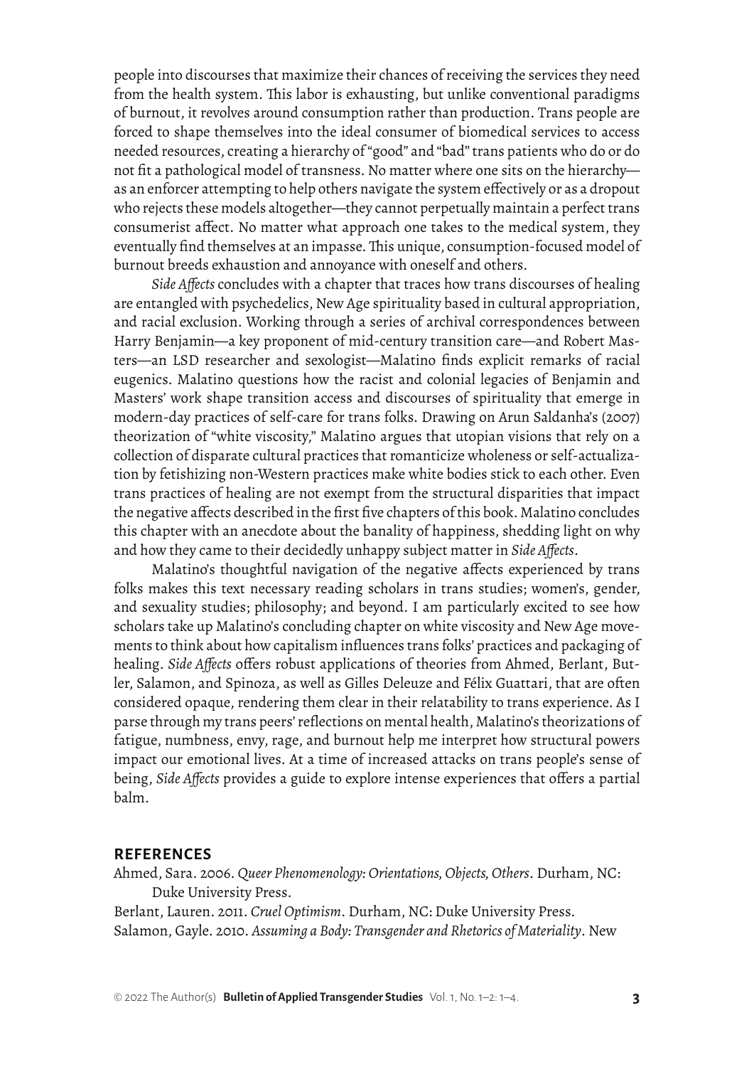people into discourses that maximize their chances of receiving the services they need from the health system. This labor is exhausting, but unlike conventional paradigms of burnout, it revolves around consumption rather than production. Trans people are forced to shape themselves into the ideal consumer of biomedical services to access needed resources, creating a hierarchy of "good" and "bad" trans patients who do or do not fit a pathological model of transness. No matter where one sits on the hierarchy—as an enforcer attempting to help others navigate the system effectively or as a dropout who rejects these models altogether—they cannot perpetually maintain a perfect trans consumerist affect. No matter what approach one takes to the medical system, they eventually find themselves at an impasse. This unique, consumption-focused model of burnout breeds exhaustion and annoyance with oneself and others.

*Side Affects* concludes with a chapter that traces how trans discourses of healing are entangled with psychedelics, New Age spirituality based in cultural appropriation, and racial exclusion. Working through a series of archival correspondences between Harry Benjamin—a key proponent of mid-century transition care—and Robert Masters—an LSD researcher and sexologist—Malatino finds explicit remarks of racial eugenics. Malatino questions how the racist and colonial legacies of Benjamin and Masters' work shape transition access and discourses of spirituality that emerge in modern-day practices of self-care for trans folks. Drawing on Arun Saldanha's (2007) theorization of "white viscosity," Malatino argues that utopian visions that rely on a collection of disparate cultural practices that romanticize wholeness or self-actualization by fetishizing non-Western practices make white bodies stick to each other. Even trans practices of healing are not exempt from the structural disparities that impact the negative affects described in the first five chapters of this book. Malatino concludes this chapter with an anecdote about the banality of happiness, shedding light on why and how they came to their decidedly unhappy subject matter in *Side Affects*.

Malatino's thoughtful navigation of the negative affects experienced by trans folks makes this text necessary reading scholars in trans studies; women's, gender, and sexuality studies; philosophy; and beyond. I am particularly excited to see how scholars take up Malatino's concluding chapter on white viscosity and New Age movements to think about how capitalism influences trans folks' practices and packaging of healing. *Side Affects* offers robust applications of theories from Ahmed, Berlant, Butler, Salamon, and Spinoza, as well as Gilles Deleuze and Félix Guattari, that are often considered opaque, rendering them clear in their relatability to trans experience. As I parse through my trans peers' reflections on mental health, Malatino's theorizations of fatigue, numbness, envy, rage, and burnout help me interpret how structural powers impact our emotional lives. At a time of increased attacks on trans people's sense of being, *Side Affects* provides a guide to explore intense experiences that offers a partial balm.

## REFERENCES

Ahmed, Sara. 2006. *Queer Phenomenology: Orientations, Objects, Others*. Durham, NC: Duke University Press.

Berlant, Lauren. 2011. *Cruel Optimism*. Durham, NC: Duke University Press.

Salamon, Gayle. 2010. *Assuming a Body: Transgender and Rhetorics of Materiality*. New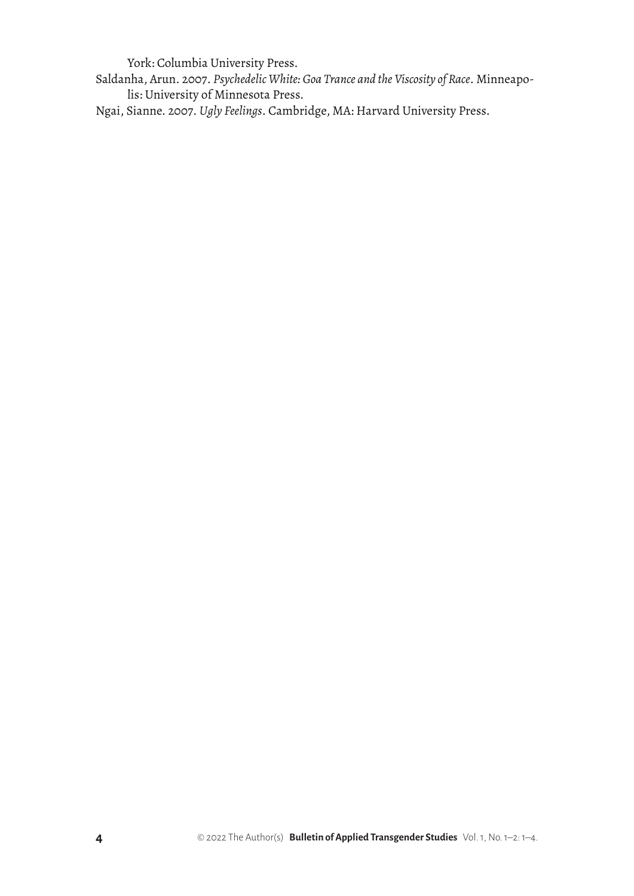York: Columbia University Press.

Saldanha, Arun. 2007. *Psychedelic White: Goa Trance and the Viscosity of Race*. Minneapolis: University of Minnesota Press.

Ngai, Sianne. 2007. *Ugly Feelings*. Cambridge, MA: Harvard University Press.